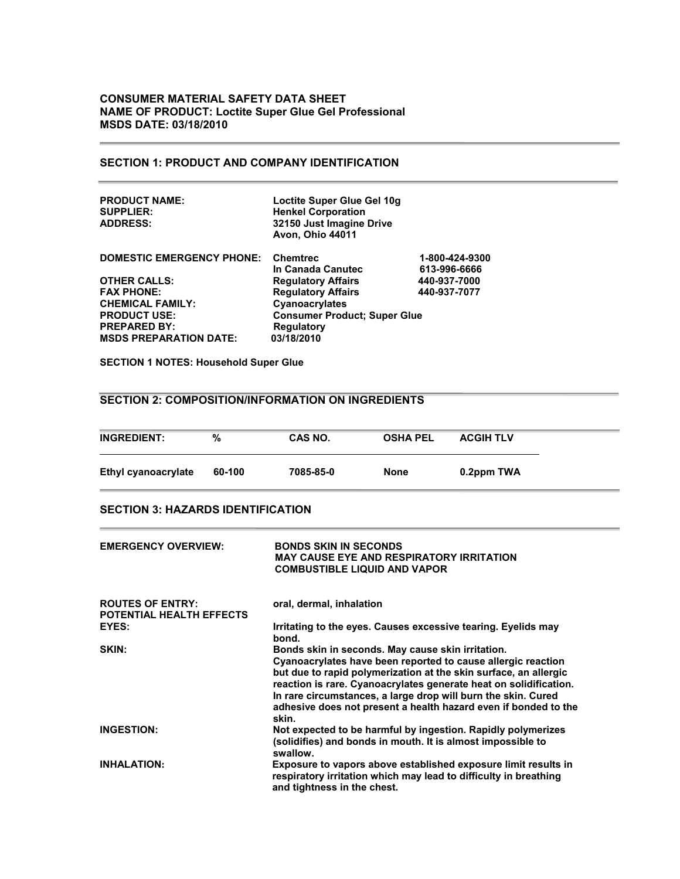**CONSUMER MATERIAL SAFETY DATA SHEET**
**NAME OF PRODUCT: Loctite Super Glue Gel Professional**
**MSDS DATE: 03/18/2010**

## SECTION 1: PRODUCT AND COMPANY IDENTIFICATION

| | | |
|---|---|---|
| **PRODUCT NAME:** | **Loctite Super Glue Gel 10g** | |
| **SUPPLIER:** | **Henkel Corporation** | |
| **ADDRESS:** | **32150 Just Imagine Drive Avon, Ohio 44011** | |
| **DOMESTIC EMERGENCY PHONE:** | **Chemtrec** | **1-800-424-9300** |
| | **In Canada Canutec** | **613-996-6666** |
| **OTHER CALLS:** | **Regulatory Affairs** | **440-937-7000** |
| **FAX PHONE:** | **Regulatory Affairs** | **440-937-7077** |
| **CHEMICAL FAMILY:** | **Cyanoacrylates** | |
| **PRODUCT USE:** | **Consumer Product; Super Glue** | |
| **PREPARED BY:** | **Regulatory** | |
| **MSDS PREPARATION DATE:** | **03/18/2010** | |

**SECTION 1 NOTES: Household Super Glue**

## SECTION 2: COMPOSITION/INFORMATION ON INGREDIENTS

| INGREDIENT: | % | CAS NO. | OSHA PEL | ACGIH TLV |
|---|---|---|---|---|
| Ethyl cyanoacrylate | 60-100 | 7085-85-0 | None | 0.2ppm TWA |

## SECTION 3: HAZARDS IDENTIFICATION

**EMERGENCY OVERVIEW:**
**BONDS SKIN IN SECONDS**
**MAY CAUSE EYE AND RESPIRATORY IRRITATION**
**COMBUSTIBLE LIQUID AND VAPOR**

**ROUTES OF ENTRY:** oral, dermal, inhalation

**POTENTIAL HEALTH EFFECTS**

**EYES:** Irritating to the eyes. Causes excessive tearing. Eyelids may bond.

**SKIN:** Bonds skin in seconds. May cause skin irritation. Cyanoacrylates have been reported to cause allergic reaction but due to rapid polymerization at the skin surface, an allergic reaction is rare. Cyanoacrylates generate heat on solidification. In rare circumstances, a large drop will burn the skin. Cured adhesive does not present a health hazard even if bonded to the skin.

**INGESTION:** Not expected to be harmful by ingestion. Rapidly polymerizes (solidifies) and bonds in mouth. It is almost impossible to swallow.

**INHALATION:** Exposure to vapors above established exposure limit results in respiratory irritation which may lead to difficulty in breathing and tightness in the chest.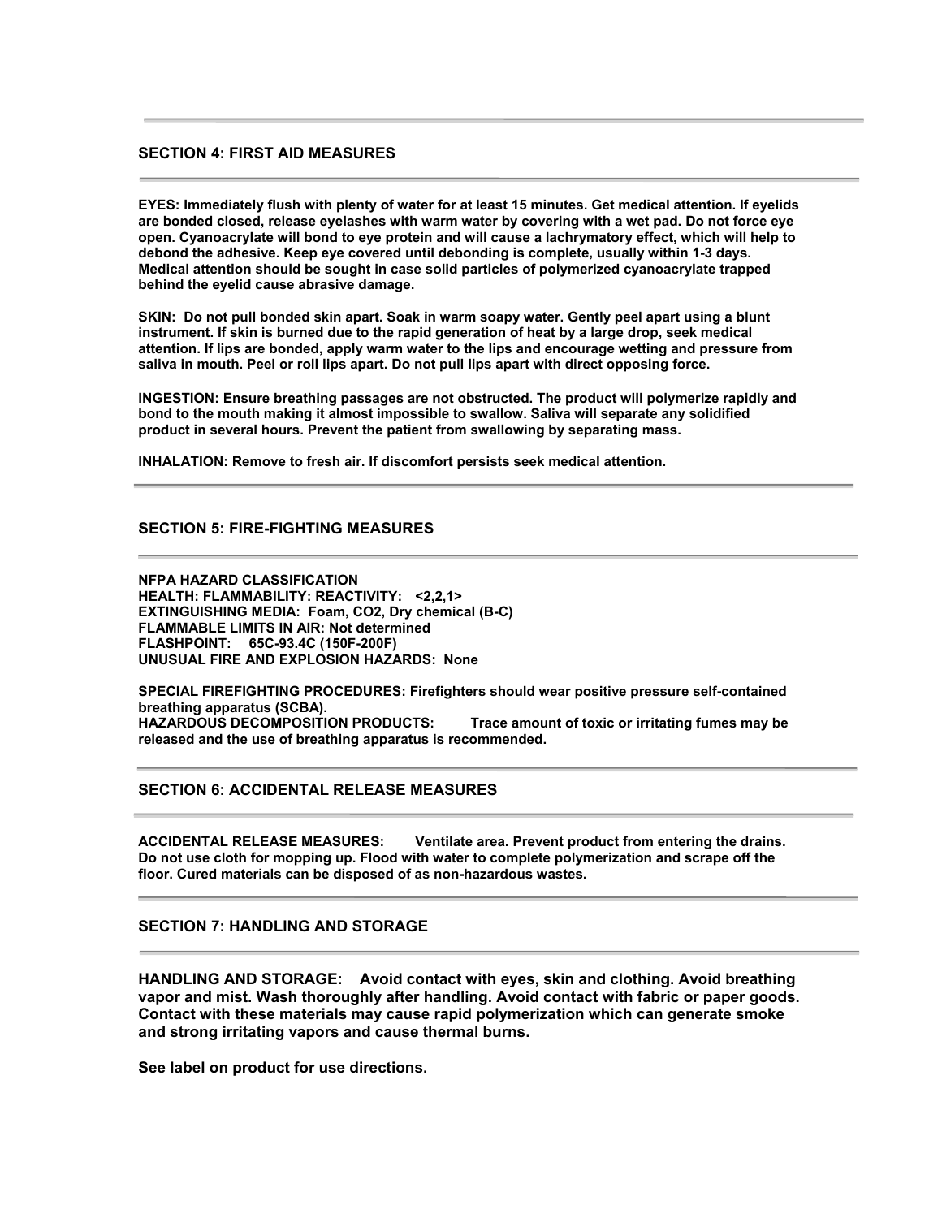## SECTION 4: FIRST AID MEASURES

**EYES: Immediately flush with plenty of water for at least 15 minutes. Get medical attention. If eyelids are bonded closed, release eyelashes with warm water by covering with a wet pad. Do not force eye open. Cyanoacrylate will bond to eye protein and will cause a lachrymatory effect, which will help to debond the adhesive. Keep eye covered until debonding is complete, usually within 1-3 days. Medical attention should be sought in case solid particles of polymerized cyanoacrylate trapped behind the eyelid cause abrasive damage.**

**SKIN: Do not pull bonded skin apart. Soak in warm soapy water. Gently peel apart using a blunt instrument. If skin is burned due to the rapid generation of heat by a large drop, seek medical attention. If lips are bonded, apply warm water to the lips and encourage wetting and pressure from saliva in mouth. Peel or roll lips apart. Do not pull lips apart with direct opposing force.**

**INGESTION: Ensure breathing passages are not obstructed. The product will polymerize rapidly and bond to the mouth making it almost impossible to swallow. Saliva will separate any solidified product in several hours. Prevent the patient from swallowing by separating mass.**

**INHALATION: Remove to fresh air. If discomfort persists seek medical attention.**

## SECTION 5: FIRE-FIGHTING MEASURES

**NFPA HAZARD CLASSIFICATION**
**HEALTH: FLAMMABILITY: REACTIVITY: <2,2,1>**
**EXTINGUISHING MEDIA: Foam, CO2, Dry chemical (B-C)**
**FLAMMABLE LIMITS IN AIR: Not determined**
**FLASHPOINT: 65C-93.4C (150F-200F)**
**UNUSUAL FIRE AND EXPLOSION HAZARDS: None**

**SPECIAL FIREFIGHTING PROCEDURES: Firefighters should wear positive pressure self-contained breathing apparatus (SCBA).**
**HAZARDOUS DECOMPOSITION PRODUCTS: Trace amount of toxic or irritating fumes may be released and the use of breathing apparatus is recommended.**

## SECTION 6: ACCIDENTAL RELEASE MEASURES

**ACCIDENTAL RELEASE MEASURES: Ventilate area. Prevent product from entering the drains. Do not use cloth for mopping up. Flood with water to complete polymerization and scrape off the floor. Cured materials can be disposed of as non-hazardous wastes.**

## SECTION 7: HANDLING AND STORAGE

**HANDLING AND STORAGE: Avoid contact with eyes, skin and clothing. Avoid breathing vapor and mist. Wash thoroughly after handling. Avoid contact with fabric or paper goods. Contact with these materials may cause rapid polymerization which can generate smoke and strong irritating vapors and cause thermal burns.**

**See label on product for use directions.**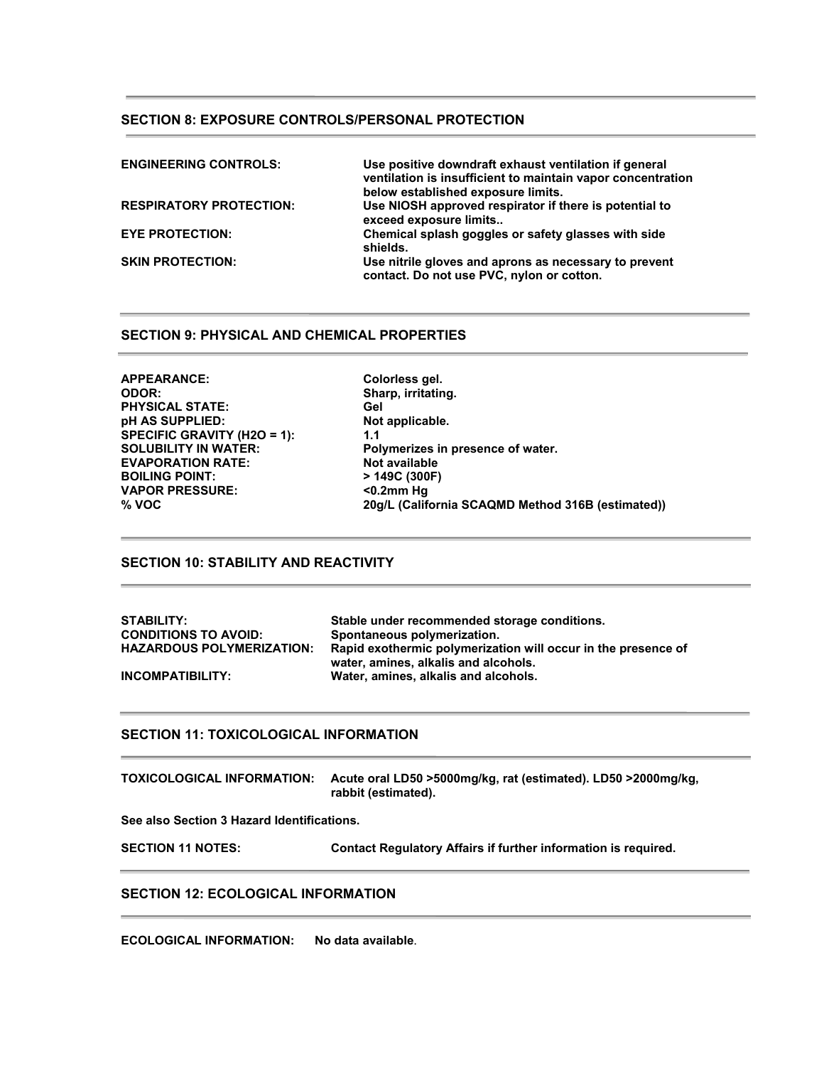## SECTION 8: EXPOSURE CONTROLS/PERSONAL PROTECTION

| | |
|---|---|
| **ENGINEERING CONTROLS:** | **Use positive downdraft exhaust ventilation if general ventilation is insufficient to maintain vapor concentration below established exposure limits.** |
| **RESPIRATORY PROTECTION:** | **Use NIOSH approved respirator if there is potential to exceed exposure limits..** |
| **EYE PROTECTION:** | **Chemical splash goggles or safety glasses with side shields.** |
| **SKIN PROTECTION:** | **Use nitrile gloves and aprons as necessary to prevent contact. Do not use PVC, nylon or cotton.** |

## SECTION 9: PHYSICAL AND CHEMICAL PROPERTIES

| | |
|---|---|
| **APPEARANCE:** | **Colorless gel.** |
| **ODOR:** | **Sharp, irritating.** |
| **PHYSICAL STATE:** | **Gel** |
| **pH AS SUPPLIED:** | **Not applicable.** |
| **SPECIFIC GRAVITY (H2O = 1):** | **1.1** |
| **SOLUBILITY IN WATER:** | **Polymerizes in presence of water.** |
| **EVAPORATION RATE:** | **Not available** |
| **BOILING POINT:** | **> 149C (300F)** |
| **VAPOR PRESSURE:** | **<0.2mm Hg** |
| **% VOC** | **20g/L (California SCAQMD Method 316B (estimated))** |

## SECTION 10: STABILITY AND REACTIVITY

| | |
|---|---|
| **STABILITY:** | **Stable under recommended storage conditions.** |
| **CONDITIONS TO AVOID:** | **Spontaneous polymerization.** |
| **HAZARDOUS POLYMERIZATION:** | **Rapid exothermic polymerization will occur in the presence of water, amines, alkalis and alcohols.** |
| **INCOMPATIBILITY:** | **Water, amines, alkalis and alcohols.** |

## SECTION 11: TOXICOLOGICAL INFORMATION

**TOXICOLOGICAL INFORMATION:** **Acute oral LD50 >5000mg/kg, rat (estimated). LD50 >2000mg/kg, rabbit (estimated).**

**See also Section 3 Hazard Identifications.**

**SECTION 11 NOTES:** **Contact Regulatory Affairs if further information is required.**

## SECTION 12: ECOLOGICAL INFORMATION

**ECOLOGICAL INFORMATION:** **No data available**.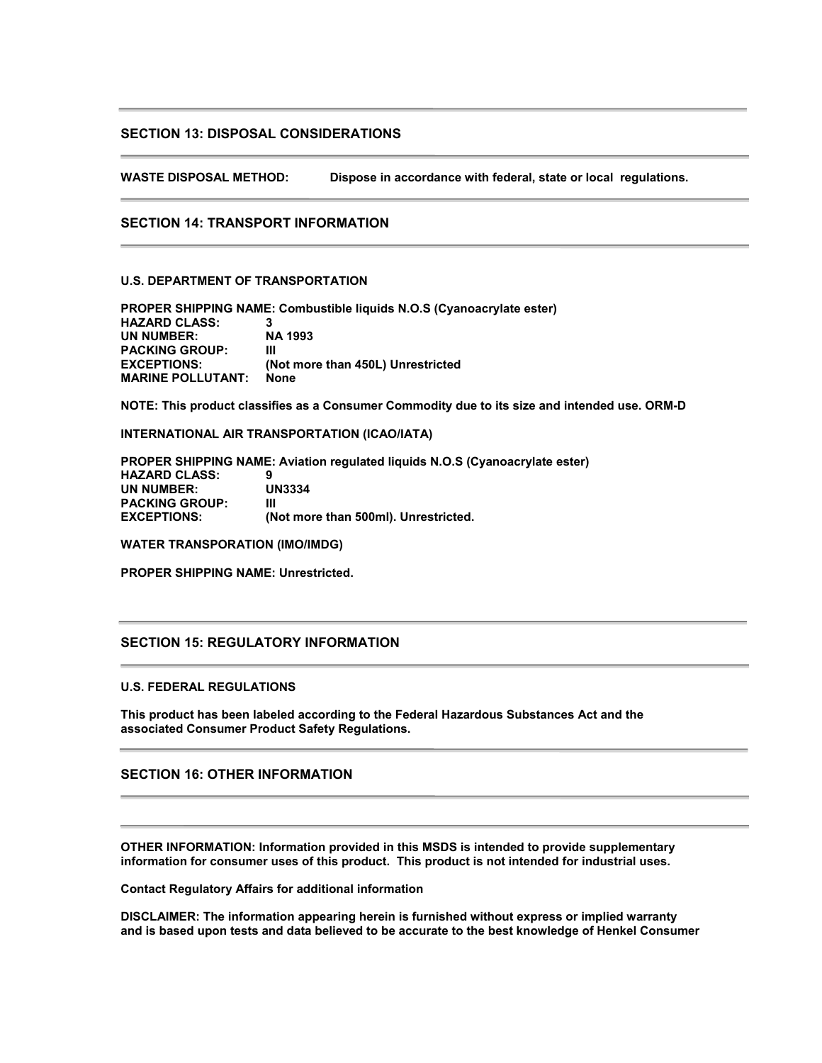## SECTION 13: DISPOSAL CONSIDERATIONS

**WASTE DISPOSAL METHOD:** Dispose in accordance with federal, state or local regulations.

## SECTION 14: TRANSPORT INFORMATION

**U.S. DEPARTMENT OF TRANSPORTATION**

**PROPER SHIPPING NAME:** Combustible liquids N.O.S (Cyanoacrylate ester)
**HAZARD CLASS:** 3
**UN NUMBER:** NA 1993
**PACKING GROUP:** III
**EXCEPTIONS:** (Not more than 450L) Unrestricted
**MARINE POLLUTANT:** None

**NOTE:** This product classifies as a Consumer Commodity due to its size and intended use. ORM-D

**INTERNATIONAL AIR TRANSPORTATION (ICAO/IATA)**

**PROPER SHIPPING NAME:** Aviation regulated liquids N.O.S (Cyanoacrylate ester)
**HAZARD CLASS:** 9
**UN NUMBER:** UN3334
**PACKING GROUP:** III
**EXCEPTIONS:** (Not more than 500ml). Unrestricted.

**WATER TRANSPORATION (IMO/IMDG)**

**PROPER SHIPPING NAME:** Unrestricted.

## SECTION 15: REGULATORY INFORMATION

**U.S. FEDERAL REGULATIONS**

This product has been labeled according to the Federal Hazardous Substances Act and the associated Consumer Product Safety Regulations.

## SECTION 16: OTHER INFORMATION

**OTHER INFORMATION:** Information provided in this MSDS is intended to provide supplementary information for consumer uses of this product. This product is not intended for industrial uses.

Contact Regulatory Affairs for additional information

**DISCLAIMER:** The information appearing herein is furnished without express or implied warranty and is based upon tests and data believed to be accurate to the best knowledge of Henkel Consumer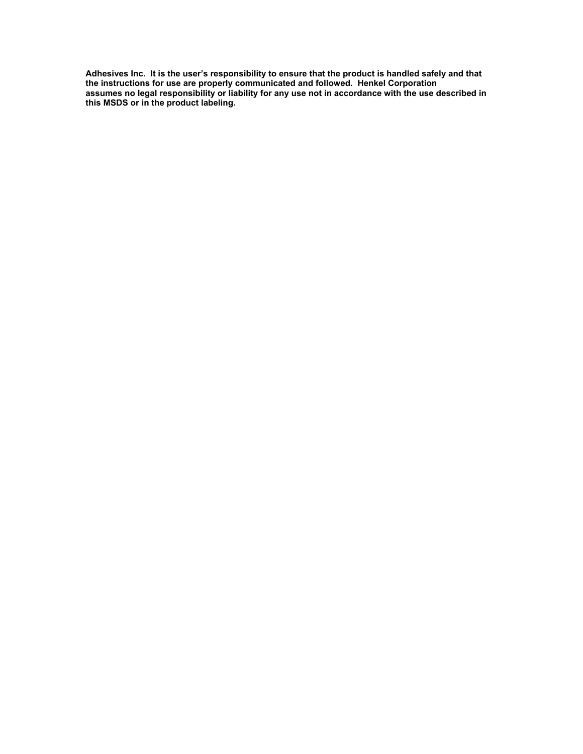**Adhesives Inc. It is the user's responsibility to ensure that the product is handled safely and that the instructions for use are properly communicated and followed. Henkel Corporation assumes no legal responsibility or liability for any use not in accordance with the use described in this MSDS or in the product labeling.**